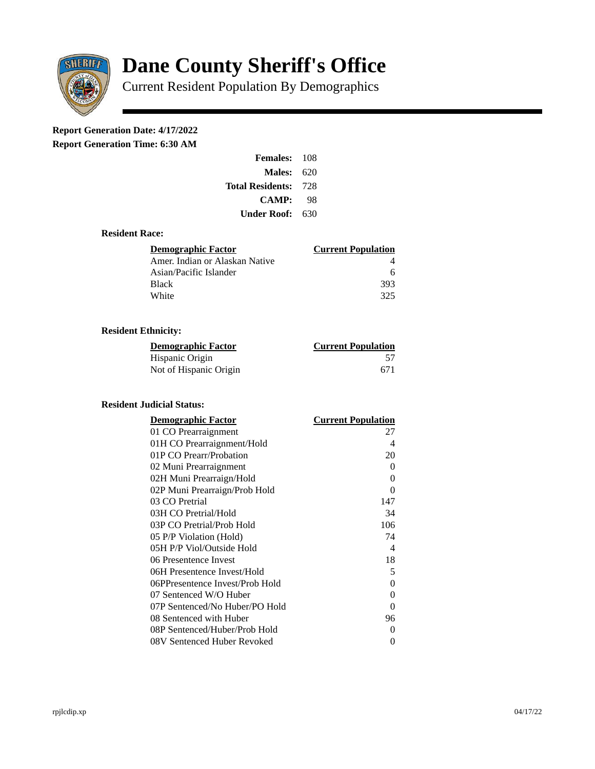# Dane County Sheriff's Office

Current Resident Population By Demographics

**Report Generation Date: 4/17/2022**

**Report Generation Time: 6:30 AM**

| | |
|---|---|
| **Females:** | 108 |
| **Males:** | 620 |
| **Total Residents:** | 728 |
| **CAMP:** | 98 |
| **Under Roof:** | 630 |

### Resident Race:

| Demographic Factor | Current Population |
|---|---|
| Amer. Indian or Alaskan Native | 4 |
| Asian/Pacific Islander | 6 |
| Black | 393 |
| White | 325 |

### Resident Ethnicity:

| Demographic Factor | Current Population |
|---|---|
| Hispanic Origin | 57 |
| Not of Hispanic Origin | 671 |

### Resident Judicial Status:

| Demographic Factor | Current Population |
|---|---|
| 01 CO Prearraignment | 27 |
| 01H CO Prearraignment/Hold | 4 |
| 01P CO Prearr/Probation | 20 |
| 02 Muni Prearraignment | 0 |
| 02H Muni Prearraign/Hold | 0 |
| 02P Muni Prearraign/Prob Hold | 0 |
| 03 CO Pretrial | 147 |
| 03H CO Pretrial/Hold | 34 |
| 03P CO Pretrial/Prob Hold | 106 |
| 05 P/P Violation (Hold) | 74 |
| 05H P/P Viol/Outside Hold | 4 |
| 06 Presentence Invest | 18 |
| 06H Presentence Invest/Hold | 5 |
| 06PPresentence Invest/Prob Hold | 0 |
| 07 Sentenced W/O Huber | 0 |
| 07P Sentenced/No Huber/PO Hold | 0 |
| 08 Sentenced with Huber | 96 |
| 08P Sentenced/Huber/Prob Hold | 0 |
| 08V Sentenced Huber Revoked | 0 |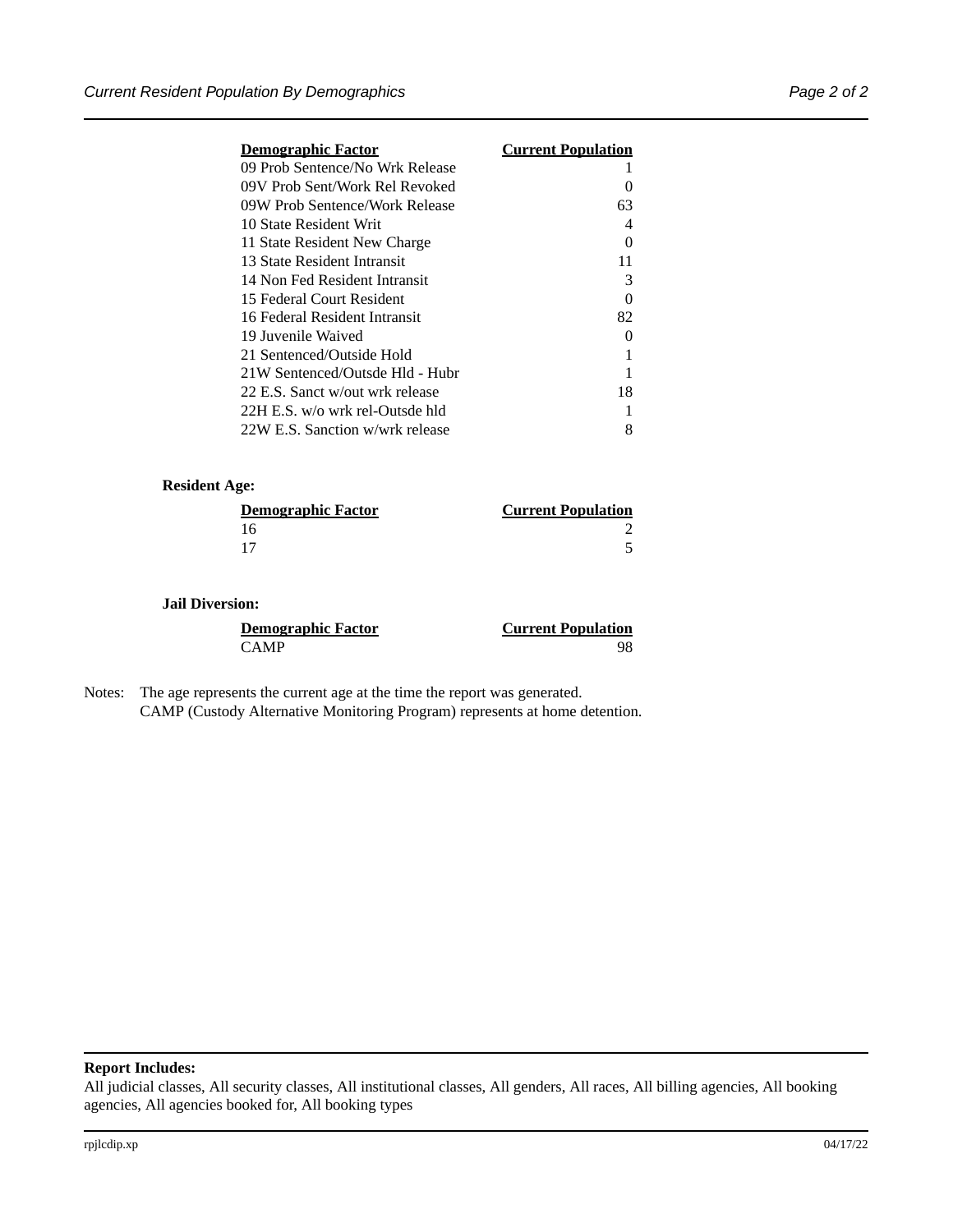| Demographic Factor | Current Population |
| --- | --- |
| 09 Prob Sentence/No Wrk Release | 1 |
| 09V Prob Sent/Work Rel Revoked | 0 |
| 09W Prob Sentence/Work Release | 63 |
| 10 State Resident Writ | 4 |
| 11 State Resident New Charge | 0 |
| 13 State Resident Intransit | 11 |
| 14 Non Fed Resident Intransit | 3 |
| 15 Federal Court Resident | 0 |
| 16 Federal Resident Intransit | 82 |
| 19 Juvenile Waived | 0 |
| 21 Sentenced/Outside Hold | 1 |
| 21W Sentenced/Outsde Hld - Hubr | 1 |
| 22 E.S. Sanct w/out wrk release | 18 |
| 22H E.S. w/o wrk rel-Outsde hld | 1 |
| 22W E.S. Sanction w/wrk release | 8 |

**Resident Age:**

| Demographic Factor | Current Population |
| --- | --- |
| 16 | 2 |
| 17 | 5 |

**Jail Diversion:**

| Demographic Factor | Current Population |
| --- | --- |
| CAMP | 98 |

Notes: The age represents the current age at the time the report was generated.
CAMP (Custody Alternative Monitoring Program) represents at home detention.

**Report Includes:**

All judicial classes, All security classes, All institutional classes, All genders, All races, All billing agencies, All booking agencies, All agencies booked for, All booking types